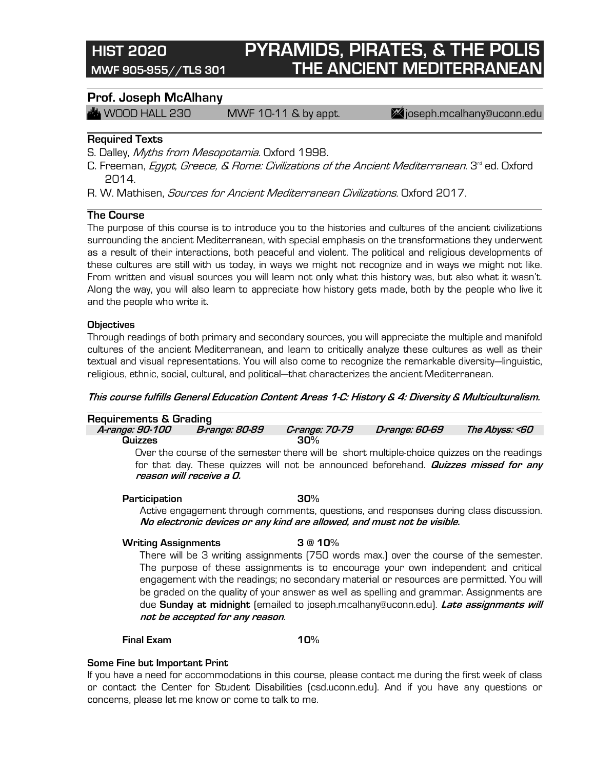# HIST 2020 — PYRAMIDS, PIRATES, & THE POLIS

## MWF 905-955//TLS 301 — THE ANCIENT MEDITERRANEAN

## Prof. Joseph McAlhany

WOOD HALL 230 | MWF 10-11 & by appt. | joseph.mcalhany@uconn.edu

### Required Texts

S. Dalley, *Myths from Mesopotamia*. Oxford 1998.

C. Freeman, *Egypt, Greece, & Rome: Civilizations of the Ancient Mediterranean*. 3rd ed. Oxford 2014.

R. W. Mathisen, *Sources for Ancient Mediterranean Civilizations*. Oxford 2017.

### The Course

The purpose of this course is to introduce you to the histories and cultures of the ancient civilizations surrounding the ancient Mediterranean, with special emphasis on the transformations they underwent as a result of their interactions, both peaceful and violent. The political and religious developments of these cultures are still with us today, in ways we might not recognize and in ways we might not like. From written and visual sources you will learn not only what this history was, but also what it wasn't. Along the way, you will also learn to appreciate how history gets made, both by the people who live it and the people who write it.

**Objectives**

Through readings of both primary and secondary sources, you will appreciate the multiple and manifold cultures of the ancient Mediterranean, and learn to critically analyze these cultures as well as their textual and visual representations. You will also come to recognize the remarkable diversity—linguistic, religious, ethnic, social, cultural, and political—that characterizes the ancient Mediterranean.

***This course fulfills General Education Content Areas 1-C: History & 4: Diversity & Multiculturalism.***

### Requirements & Grading

| *A-range: 90-100* | *B-range: 80-89* | *C-range: 70-79* | *D-range: 60-69* | *The Abyss: <60* |
|---|---|---|---|---|

**Quizzes** — **30**%

Over the course of the semester there will be short multiple-choice quizzes on the readings for that day. These quizzes will not be announced beforehand. ***Quizzes missed for any reason will receive a 0.***

**Participation** — **30**%

Active engagement through comments, questions, and responses during class discussion. ***No electronic devices or any kind are allowed, and must not be visible.***

**Writing Assignments** — **3 @ 10**%

There will be 3 writing assignments (750 words max.) over the course of the semester. The purpose of these assignments is to encourage your own independent and critical engagement with the readings; no secondary material or resources are permitted. You will be graded on the quality of your answer as well as spelling and grammar. Assignments are due **Sunday at midnight** (emailed to joseph.mcalhany@uconn.edu). ***Late assignments will not be accepted for any reason***.

**Final Exam** — **10**%

**Some Fine but Important Print**

If you have a need for accommodations in this course, please contact me during the first week of class or contact the Center for Student Disabilities (csd.uconn.edu). And if you have any questions or concerns, please let me know or come to talk to me.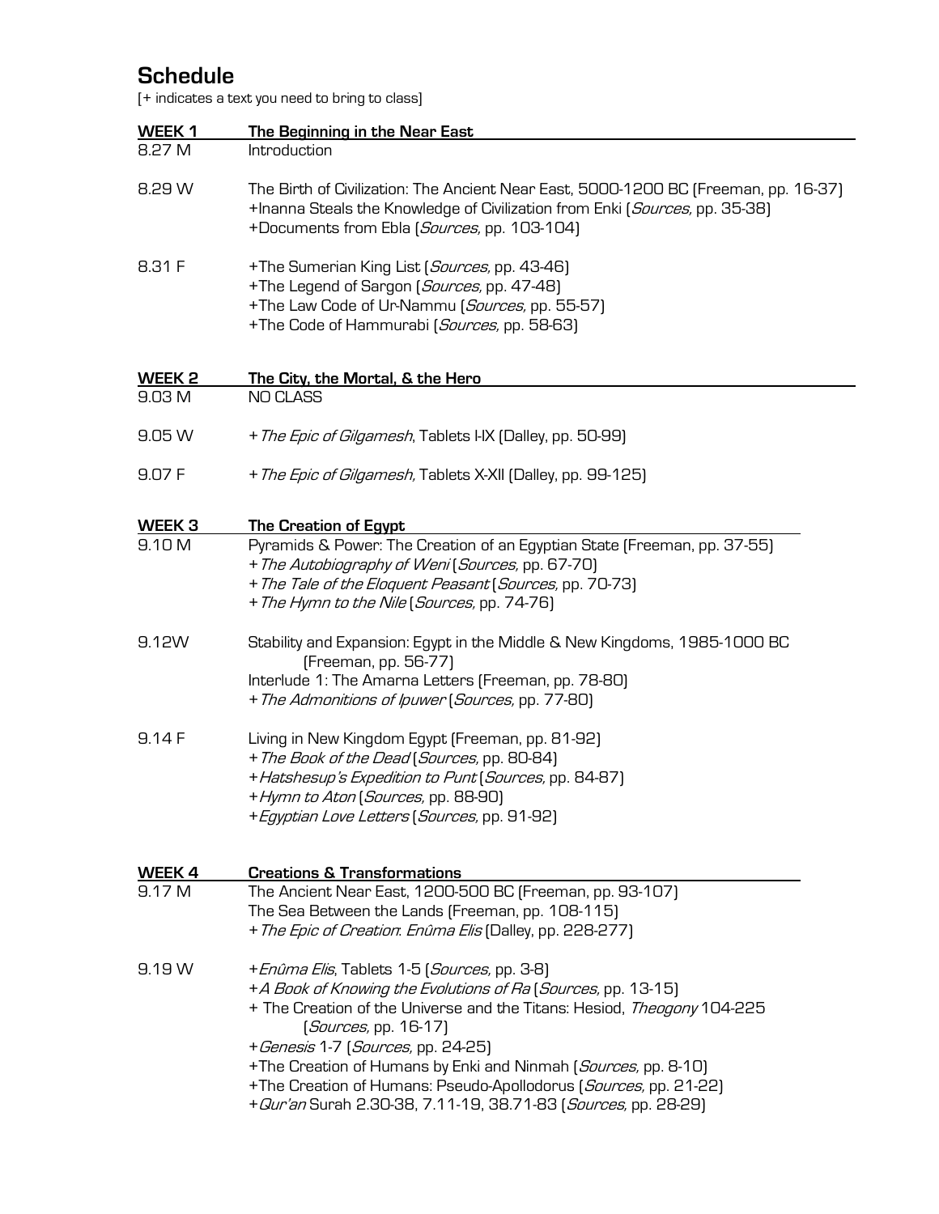## Schedule

[+ indicates a text you need to bring to class]

| WEEK 1 | The Beginning in the Near East |
|---|---|
| 8.27 M | Introduction |
| 8.29 W | The Birth of Civilization: The Ancient Near East, 5000-1200 BC (Freeman, pp. 16-37)<br>+Inanna Steals the Knowledge of Civilization from Enki (*Sources*, pp. 35-38)<br>+Documents from Ebla (*Sources*, pp. 103-104) |
| 8.31 F | +The Sumerian King List (*Sources*, pp. 43-46)<br>+The Legend of Sargon (*Sources*, pp. 47-48)<br>+The Law Code of Ur-Nammu (*Sources*, pp. 55-57)<br>+The Code of Hammurabi (*Sources*, pp. 58-63) |

| WEEK 2 | The City, the Mortal, & the Hero |
|---|---|
| 9.03 M | NO CLASS |
| 9.05 W | +*The Epic of Gilgamesh*, Tablets I-IX (Dalley, pp. 50-99) |
| 9.07 F | +*The Epic of Gilgamesh*, Tablets X-XII (Dalley, pp. 99-125) |

| WEEK 3 | The Creation of Egypt |
|---|---|
| 9.10 M | Pyramids & Power: The Creation of an Egyptian State (Freeman, pp. 37-55)<br>+*The Autobiography of Weni* (*Sources*, pp. 67-70)<br>+*The Tale of the Eloquent Peasant* (*Sources*, pp. 70-73)<br>+*The Hymn to the Nile* (*Sources*, pp. 74-76) |
| 9.12W | Stability and Expansion: Egypt in the Middle & New Kingdoms, 1985-1000 BC (Freeman, pp. 56-77)<br>Interlude 1: The Amarna Letters (Freeman, pp. 78-80)<br>+*The Admonitions of Ipuwer* (*Sources*, pp. 77-80) |
| 9.14 F | Living in New Kingdom Egypt (Freeman, pp. 81-92)<br>+*The Book of the Dead* (*Sources*, pp. 80-84)<br>+*Hatshesup's Expedition to Punt* (*Sources*, pp. 84-87)<br>+*Hymn to Aton* (*Sources*, pp. 88-90)<br>+*Egyptian Love Letters* (*Sources*, pp. 91-92) |

| WEEK 4 | Creations & Transformations |
|---|---|
| 9.17 M | The Ancient Near East, 1200-500 BC (Freeman, pp. 93-107)<br>The Sea Between the Lands (Freeman, pp. 108-115)<br>+*The Epic of Creation: Enûma Elis* (Dalley, pp. 228-277) |
| 9.19 W | +*Enûma Elis*, Tablets 1-5 (*Sources*, pp. 3-8)<br>+*A Book of Knowing the Evolutions of Ra* (*Sources*, pp. 13-15)<br>+ The Creation of the Universe and the Titans: Hesiod, *Theogony* 104-225 (*Sources*, pp. 16-17)<br>+*Genesis* 1-7 (*Sources*, pp. 24-25)<br>+The Creation of Humans by Enki and Ninmah (*Sources*, pp. 8-10)<br>+The Creation of Humans: Pseudo-Apollodorus (*Sources*, pp. 21-22)<br>+*Qur'an* Surah 2.30-38, 7.11-19, 38.71-83 (*Sources*, pp. 28-29) |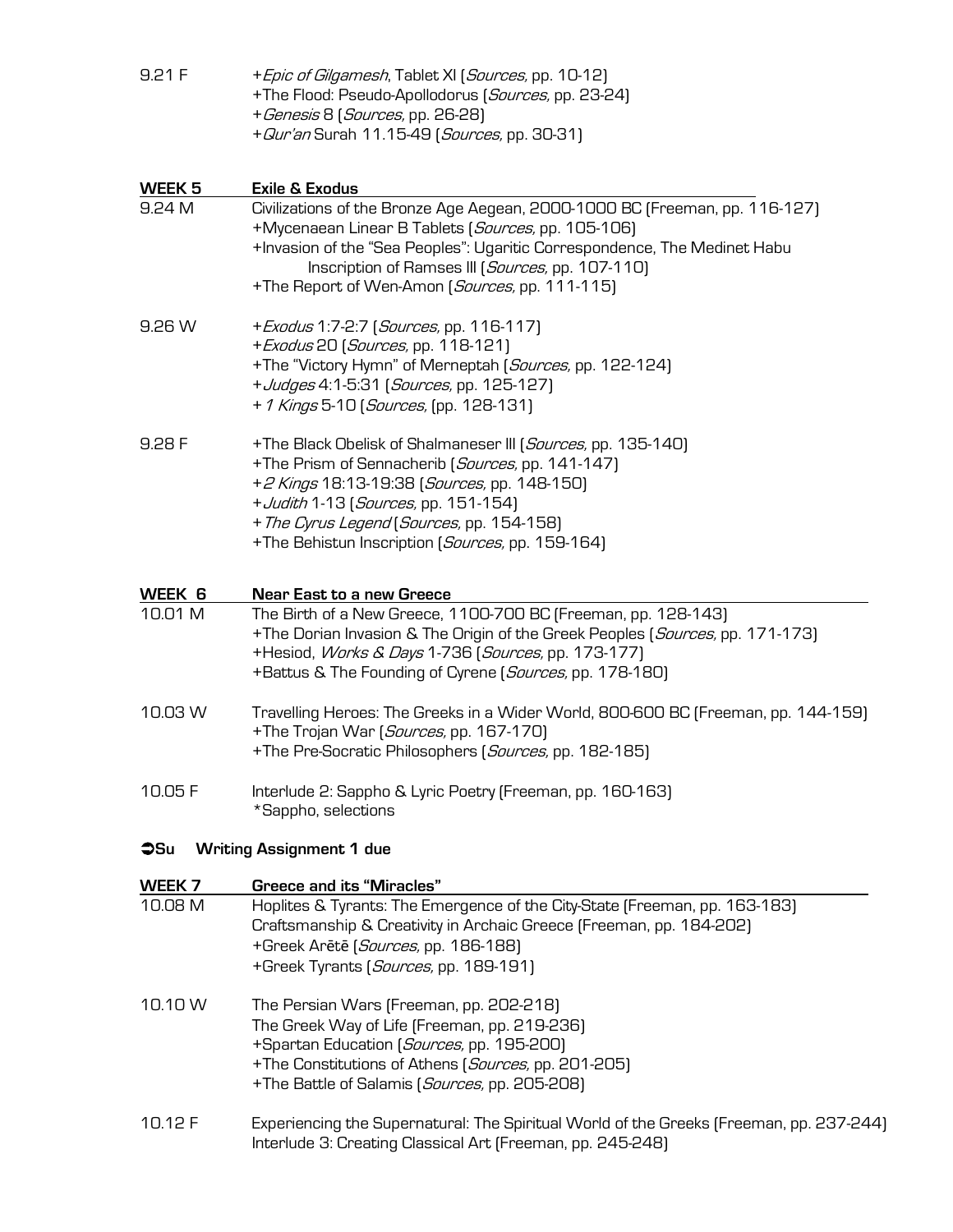9.21 F +*Epic of Gilgamesh*, Tablet XI (*Sources*, pp. 10-12)
+The Flood: Pseudo-Apollodorus (*Sources*, pp. 23-24)
+*Genesis* 8 (*Sources*, pp. 26-28)
+*Qur'an* Surah 11.15-49 (*Sources*, pp. 30-31)

**WEEK 5 Exile & Exodus**

9.24 M Civilizations of the Bronze Age Aegean, 2000-1000 BC (Freeman, pp. 116-127)
+Mycenaean Linear B Tablets (*Sources*, pp. 105-106)
+Invasion of the "Sea Peoples": Ugaritic Correspondence, The Medinet Habu Inscription of Ramses III (*Sources*, pp. 107-110)
+The Report of Wen-Amon (*Sources*, pp. 111-115)

9.26 W +*Exodus* 1:7-2:7 (*Sources*, pp. 116-117)
+*Exodus* 20 (*Sources*, pp. 118-121)
+The "Victory Hymn" of Merneptah (*Sources*, pp. 122-124)
+*Judges* 4:1-5:31 (*Sources*, pp. 125-127)
+*1 Kings* 5-10 (*Sources*, (pp. 128-131)

9.28 F +The Black Obelisk of Shalmaneser III (*Sources*, pp. 135-140)
+The Prism of Sennacherib (*Sources*, pp. 141-147)
+*2 Kings* 18:13-19:38 (*Sources*, pp. 148-150)
+*Judith* 1-13 (*Sources*, pp. 151-154)
+*The Cyrus Legend* (*Sources*, pp. 154-158)
+The Behistun Inscription (*Sources*, pp. 159-164)

**WEEK 6 Near East to a new Greece**

10.01 M The Birth of a New Greece, 1100-700 BC (Freeman, pp. 128-143)
+The Dorian Invasion & The Origin of the Greek Peoples (*Sources*, pp. 171-173)
+Hesiod, *Works & Days* 1-736 (*Sources*, pp. 173-177)
+Battus & The Founding of Cyrene (*Sources*, pp. 178-180)

10.03 W Travelling Heroes: The Greeks in a Wider World, 800-600 BC (Freeman, pp. 144-159)
+The Trojan War (*Sources*, pp. 167-170)
+The Pre-Socratic Philosophers (*Sources*, pp. 182-185)

10.05 F Interlude 2: Sappho & Lyric Poetry (Freeman, pp. 160-163)
*Sappho, selections

**➲Su Writing Assignment 1 due**

**WEEK 7 Greece and its "Miracles"**

10.08 M Hoplites & Tyrants: The Emergence of the City-State (Freeman, pp. 163-183)
Craftsmanship & Creativity in Archaic Greece (Freeman, pp. 184-202)
+Greek Arētē (*Sources*, pp. 186-188)
+Greek Tyrants (*Sources*, pp. 189-191)

10.10 W The Persian Wars (Freeman, pp. 202-218)
The Greek Way of Life (Freeman, pp. 219-236)
+Spartan Education (*Sources*, pp. 195-200)
+The Constitutions of Athens (*Sources*, pp. 201-205)
+The Battle of Salamis (*Sources*, pp. 205-208)

10.12 F Experiencing the Supernatural: The Spiritual World of the Greeks (Freeman, pp. 237-244)
Interlude 3: Creating Classical Art (Freeman, pp. 245-248)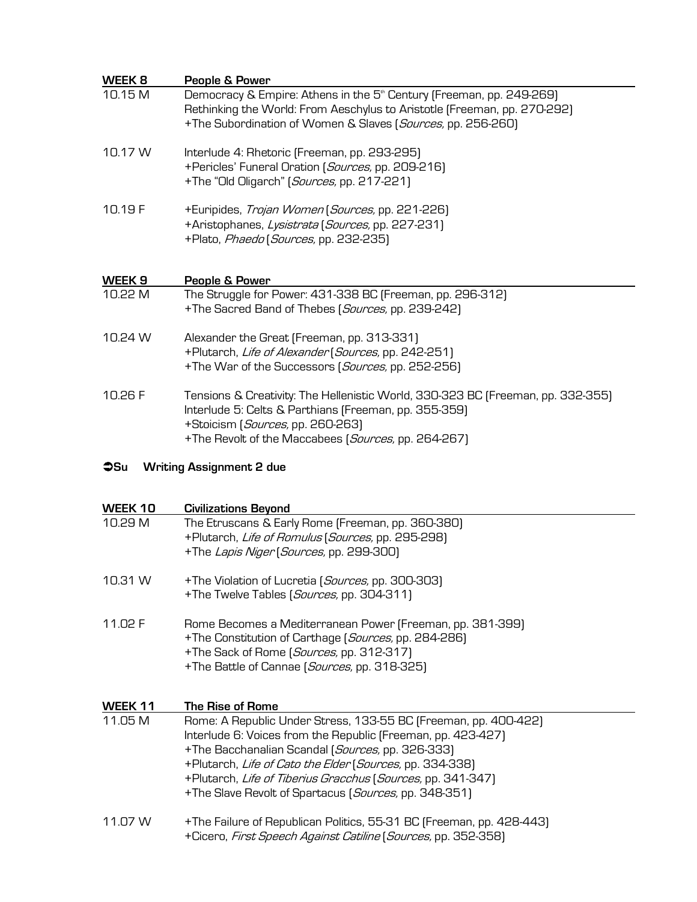## WEEK 8 — People & Power

**10.15 M**
Democracy & Empire: Athens in the 5th Century (Freeman, pp. 249-269)
Rethinking the World: From Aeschylus to Aristotle (Freeman, pp. 270-292)
+The Subordination of Women & Slaves (*Sources*, pp. 256-260)

**10.17 W**
Interlude 4: Rhetoric (Freeman, pp. 293-295)
+Pericles' Funeral Oration (*Sources*, pp. 209-216)
+The "Old Oligarch" (*Sources*, pp. 217-221)

**10.19 F**
+Euripides, *Trojan Women* (*Sources*, pp. 221-226)
+Aristophanes, *Lysistrata* (*Sources*, pp. 227-231)
+Plato, *Phaedo* (*Sources*, pp. 232-235)

## WEEK 9 — People & Power

**10.22 M**
The Struggle for Power: 431-338 BC (Freeman, pp. 296-312)
+The Sacred Band of Thebes (*Sources*, pp. 239-242)

**10.24 W**
Alexander the Great (Freeman, pp. 313-331)
+Plutarch, *Life of Alexander* (*Sources*, pp. 242-251)
+The War of the Successors (*Sources*, pp. 252-256)

**10.26 F**
Tensions & Creativity: The Hellenistic World, 330-323 BC (Freeman, pp. 332-355)
Interlude 5: Celts & Parthians (Freeman, pp. 355-359)
+Stoicism (*Sources*, pp. 260-263)
+The Revolt of the Maccabees (*Sources*, pp. 264-267)

➲**Su Writing Assignment 2 due**

## WEEK 10 — Civilizations Beyond

**10.29 M**
The Etruscans & Early Rome (Freeman, pp. 360-380)
+Plutarch, *Life of Romulus* (*Sources*, pp. 295-298)
+The *Lapis Niger* (*Sources*, pp. 299-300)

**10.31 W**
+The Violation of Lucretia (*Sources*, pp. 300-303)
+The Twelve Tables (*Sources*, pp. 304-311)

**11.02 F**
Rome Becomes a Mediterranean Power (Freeman, pp. 381-399)
+The Constitution of Carthage (*Sources*, pp. 284-286)
+The Sack of Rome (*Sources*, pp. 312-317)
+The Battle of Cannae (*Sources*, pp. 318-325)

## WEEK 11 — The Rise of Rome

**11.05 M**
Rome: A Republic Under Stress, 133-55 BC (Freeman, pp. 400-422)
Interlude 6: Voices from the Republic (Freeman, pp. 423-427)
+The Bacchanalian Scandal (*Sources*, pp. 326-333)
+Plutarch, *Life of Cato the Elder* (*Sources*, pp. 334-338)
+Plutarch, *Life of Tiberius Gracchus* (*Sources*, pp. 341-347)
+The Slave Revolt of Spartacus (*Sources*, pp. 348-351)

**11.07 W**
+The Failure of Republican Politics, 55-31 BC (Freeman, pp. 428-443)
+Cicero, *First Speech Against Catiline* (*Sources*, pp. 352-358)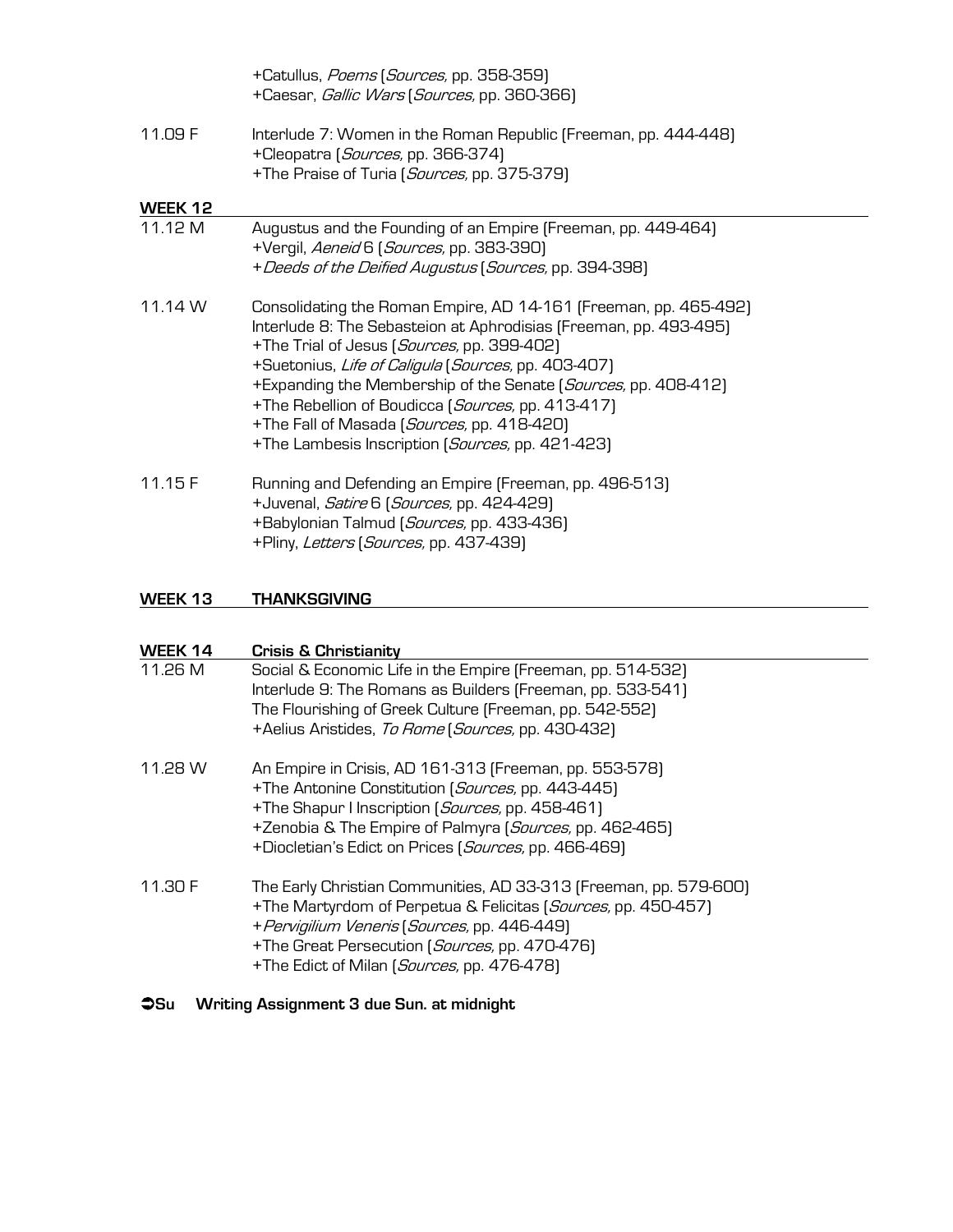+Catullus, *Poems* (*Sources,* pp. 358-359)
+Caesar, *Gallic Wars* (*Sources,* pp. 360-366)

11.09 F Interlude 7: Women in the Roman Republic (Freeman, pp. 444-448)
+Cleopatra (*Sources,* pp. 366-374)
+The Praise of Turia (*Sources,* pp. 375-379)

**WEEK 12**

11.12 M Augustus and the Founding of an Empire (Freeman, pp. 449-464)
+Vergil, *Aeneid* 6 (*Sources,* pp. 383-390)
+*Deeds of the Deified Augustus* (*Sources,* pp. 394-398)

11.14 W Consolidating the Roman Empire, AD 14-161 (Freeman, pp. 465-492)
Interlude 8: The Sebasteion at Aphrodisias (Freeman, pp. 493-495)
+The Trial of Jesus (*Sources,* pp. 399-402)
+Suetonius, *Life of Caligula* (*Sources,* pp. 403-407)
+Expanding the Membership of the Senate (*Sources,* pp. 408-412)
+The Rebellion of Boudicca (*Sources,* pp. 413-417)
+The Fall of Masada (*Sources,* pp. 418-420)
+The Lambesis Inscription (*Sources,* pp. 421-423)

11.15 F Running and Defending an Empire (Freeman, pp. 496-513)
+Juvenal, *Satire* 6 (*Sources,* pp. 424-429)
+Babylonian Talmud (*Sources,* pp. 433-436)
+Pliny, *Letters* (*Sources,* pp. 437-439)

**WEEK 13 THANKSGIVING**

**WEEK 14 Crisis & Christianity**

11.26 M Social & Economic Life in the Empire (Freeman, pp. 514-532)
Interlude 9: The Romans as Builders (Freeman, pp. 533-541)
The Flourishing of Greek Culture (Freeman, pp. 542-552)
+Aelius Aristides, *To Rome* (*Sources,* pp. 430-432)

11.28 W An Empire in Crisis, AD 161-313 (Freeman, pp. 553-578)
+The Antonine Constitution (*Sources,* pp. 443-445)
+The Shapur I Inscription (*Sources,* pp. 458-461)
+Zenobia & The Empire of Palmyra (*Sources,* pp. 462-465)
+Diocletian's Edict on Prices (*Sources,* pp. 466-469)

11.30 F The Early Christian Communities, AD 33-313 (Freeman, pp. 579-600)
+The Martyrdom of Perpetua & Felicitas (*Sources,* pp. 450-457)
+*Pervigilium Veneris* (*Sources,* pp. 446-449)
+The Great Persecution (*Sources,* pp. 470-476)
+The Edict of Milan (*Sources,* pp. 476-478)

➲**Su Writing Assignment 3 due Sun. at midnight**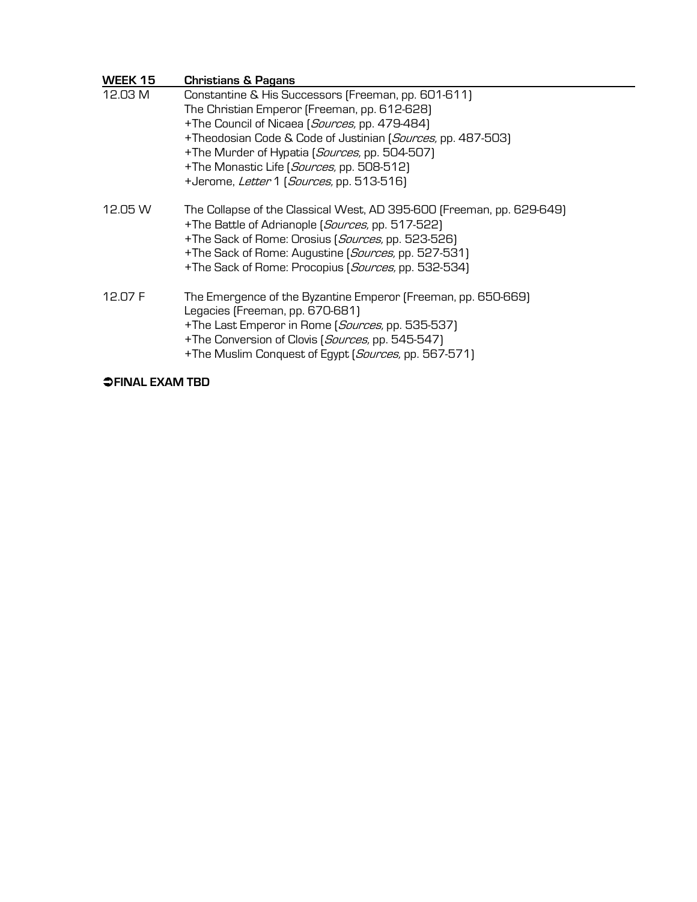| **WEEK 15** | **Christians & Pagans** |
|---|---|
| 12.03 M | Constantine & His Successors (Freeman, pp. 601-611)<br>The Christian Emperor (Freeman, pp. 612-628)<br>+The Council of Nicaea (*Sources*, pp. 479-484)<br>+Theodosian Code & Code of Justinian (*Sources*, pp. 487-503)<br>+The Murder of Hypatia (*Sources*, pp. 504-507)<br>+The Monastic Life (*Sources*, pp. 508-512)<br>+Jerome, *Letter* 1 (*Sources*, pp. 513-516) |
| 12.05 W | The Collapse of the Classical West, AD 395-600 (Freeman, pp. 629-649)<br>+The Battle of Adrianople (*Sources*, pp. 517-522)<br>+The Sack of Rome: Orosius (*Sources*, pp. 523-526)<br>+The Sack of Rome: Augustine (*Sources*, pp. 527-531)<br>+The Sack of Rome: Procopius (*Sources*, pp. 532-534) |
| 12.07 F | The Emergence of the Byzantine Emperor (Freeman, pp. 650-669)<br>Legacies (Freeman, pp. 670-681)<br>+The Last Emperor in Rome (*Sources*, pp. 535-537)<br>+The Conversion of Clovis (*Sources*, pp. 545-547)<br>+The Muslim Conquest of Egypt (*Sources*, pp. 567-571) |

➲**FINAL EXAM TBD**